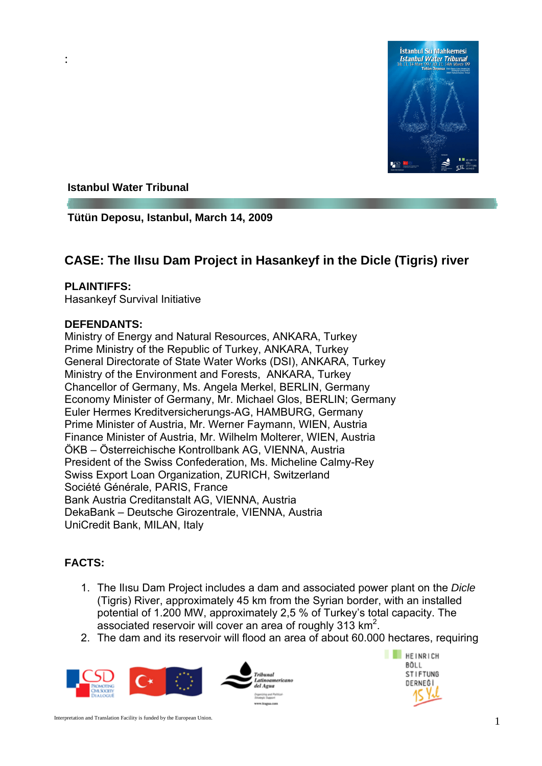:

**Istanbul Water Tribunal**

**Tütün Deposu, Istanbul, March 14, 2009**

## CASE: The Ilısu Dam Project in Hasankeyf in the Dicle (Tigris) river

**PLAINTIFFS:**
Hasankeyf Survival Initiative

**DEFENDANTS:**
Ministry of Energy and Natural Resources, ANKARA, Turkey
Prime Ministry of the Republic of Turkey, ANKARA, Turkey
General Directorate of State Water Works (DSI), ANKARA, Turkey
Ministry of the Environment and Forests, ANKARA, Turkey
Chancellor of Germany, Ms. Angela Merkel, BERLIN, Germany
Economy Minister of Germany, Mr. Michael Glos, BERLIN; Germany
Euler Hermes Kreditversicherungs-AG, HAMBURG, Germany
Prime Minister of Austria, Mr. Werner Faymann, WIEN, Austria
Finance Minister of Austria, Mr. Wilhelm Molterer, WIEN, Austria
ÖKB – Österreichische Kontrollbank AG, VIENNA, Austria
President of the Swiss Confederation, Ms. Micheline Calmy-Rey
Swiss Export Loan Organization, ZURICH, Switzerland
Société Générale, PARIS, France
Bank Austria Creditanstalt AG, VIENNA, Austria
DekaBank – Deutsche Girozentrale, VIENNA, Austria
UniCredit Bank, MILAN, Italy

**FACTS:**

1. The Ilısu Dam Project includes a dam and associated power plant on the *Dicle* (Tigris) River, approximately 45 km from the Syrian border, with an installed potential of 1.200 MW, approximately 2,5 % of Turkey's total capacity. The associated reservoir will cover an area of roughly 313 km$^2$.
2. The dam and its reservoir will flood an area of about 60.000 hectares, requiring

Interpretation and Translation Facility is funded by the European Union.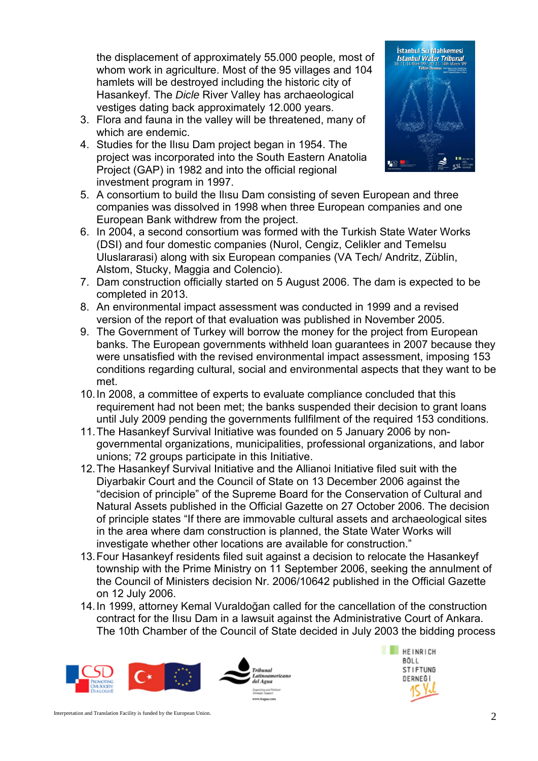the displacement of approximately 55.000 people, most of whom work in agriculture. Most of the 95 villages and 104 hamlets will be destroyed including the historic city of Hasankeyf. The *Dicle* River Valley has archaeological vestiges dating back approximately 12.000 years.

3. Flora and fauna in the valley will be threatened, many of which are endemic.
4. Studies for the Ilısu Dam project began in 1954. The project was incorporated into the South Eastern Anatolia Project (GAP) in 1982 and into the official regional investment program in 1997.
5. A consortium to build the Ilısu Dam consisting of seven European and three companies was dissolved in 1998 when three European companies and one European Bank withdrew from the project.
6. In 2004, a second consortium was formed with the Turkish State Water Works (DSI) and four domestic companies (Nurol, Cengiz, Celikler and Temelsu Uluslararasi) along with six European companies (VA Tech/ Andritz, Züblin, Alstom, Stucky, Maggia and Colencio).
7. Dam construction officially started on 5 August 2006. The dam is expected to be completed in 2013.
8. An environmental impact assessment was conducted in 1999 and a revised version of the report of that evaluation was published in November 2005.
9. The Government of Turkey will borrow the money for the project from European banks. The European governments withheld loan guarantees in 2007 because they were unsatisfied with the revised environmental impact assessment, imposing 153 conditions regarding cultural, social and environmental aspects that they want to be met.
10. In 2008, a committee of experts to evaluate compliance concluded that this requirement had not been met; the banks suspended their decision to grant loans until July 2009 pending the governments fullfilment of the required 153 conditions.
11. The Hasankeyf Survival Initiative was founded on 5 January 2006 by non-governmental organizations, municipalities, professional organizations, and labor unions; 72 groups participate in this Initiative.
12. The Hasankeyf Survival Initiative and the Allianoi Initiative filed suit with the Diyarbakir Court and the Council of State on 13 December 2006 against the "decision of principle" of the Supreme Board for the Conservation of Cultural and Natural Assets published in the Official Gazette on 27 October 2006. The decision of principle states "If there are immovable cultural assets and archaeological sites in the area where dam construction is planned, the State Water Works will investigate whether other locations are available for construction."
13. Four Hasankeyf residents filed suit against a decision to relocate the Hasankeyf township with the Prime Ministry on 11 September 2006, seeking the annulment of the Council of Ministers decision Nr. 2006/10642 published in the Official Gazette on 12 July 2006.
14. In 1999, attorney Kemal Vuraldoğan called for the cancellation of the construction contract for the Ilısu Dam in a lawsuit against the Administrative Court of Ankara. The 10th Chamber of the Council of State decided in July 2003 the bidding process

Interpretation and Translation Facility is funded by the European Union.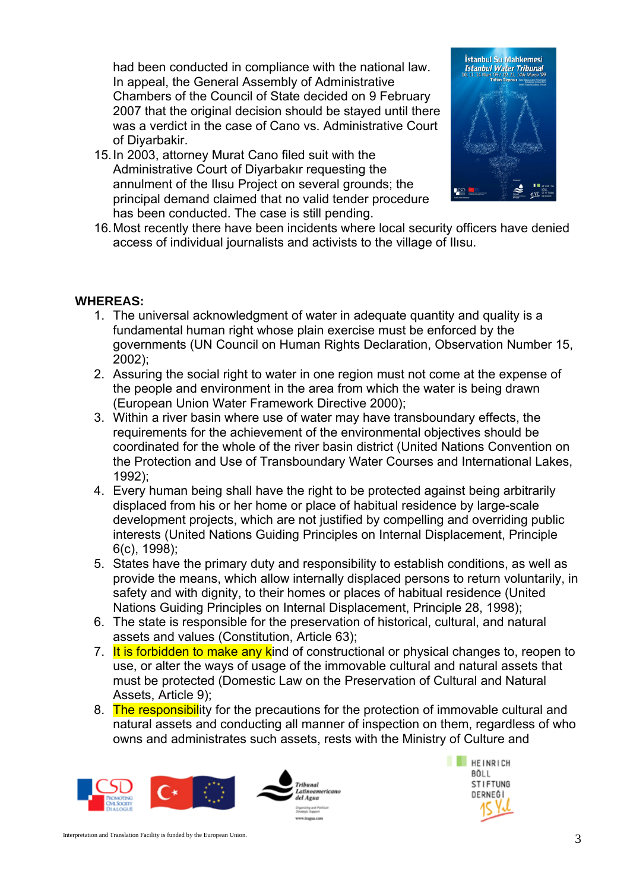had been conducted in compliance with the national law. In appeal, the General Assembly of Administrative Chambers of the Council of State decided on 9 February 2007 that the original decision should be stayed until there was a verdict in the case of Cano vs. Administrative Court of Diyarbakir.

15. In 2003, attorney Murat Cano filed suit with the Administrative Court of Diyarbakır requesting the annulment of the Ilısu Project on several grounds; the principal demand claimed that no valid tender procedure has been conducted. The case is still pending.
16. Most recently there have been incidents where local security officers have denied access of individual journalists and activists to the village of Ilısu.

**WHEREAS:**

1. The universal acknowledgment of water in adequate quantity and quality is a fundamental human right whose plain exercise must be enforced by the governments (UN Council on Human Rights Declaration, Observation Number 15, 2002);
2. Assuring the social right to water in one region must not come at the expense of the people and environment in the area from which the water is being drawn (European Union Water Framework Directive 2000);
3. Within a river basin where use of water may have transboundary effects, the requirements for the achievement of the environmental objectives should be coordinated for the whole of the river basin district (United Nations Convention on the Protection and Use of Transboundary Water Courses and International Lakes, 1992);
4. Every human being shall have the right to be protected against being arbitrarily displaced from his or her home or place of habitual residence by large-scale development projects, which are not justified by compelling and overriding public interests (United Nations Guiding Principles on Internal Displacement, Principle 6(c), 1998);
5. States have the primary duty and responsibility to establish conditions, as well as provide the means, which allow internally displaced persons to return voluntarily, in safety and with dignity, to their homes or places of habitual residence (United Nations Guiding Principles on Internal Displacement, Principle 28, 1998);
6. The state is responsible for the preservation of historical, cultural, and natural assets and values (Constitution, Article 63);
7. It is forbidden to make any kind of constructional or physical changes to, reopen to use, or alter the ways of usage of the immovable cultural and natural assets that must be protected (Domestic Law on the Preservation of Cultural and Natural Assets, Article 9);
8. The responsibility for the precautions for the protection of immovable cultural and natural assets and conducting all manner of inspection on them, regardless of who owns and administrates such assets, rests with the Ministry of Culture and

Interpretation and Translation Facility is funded by the European Union.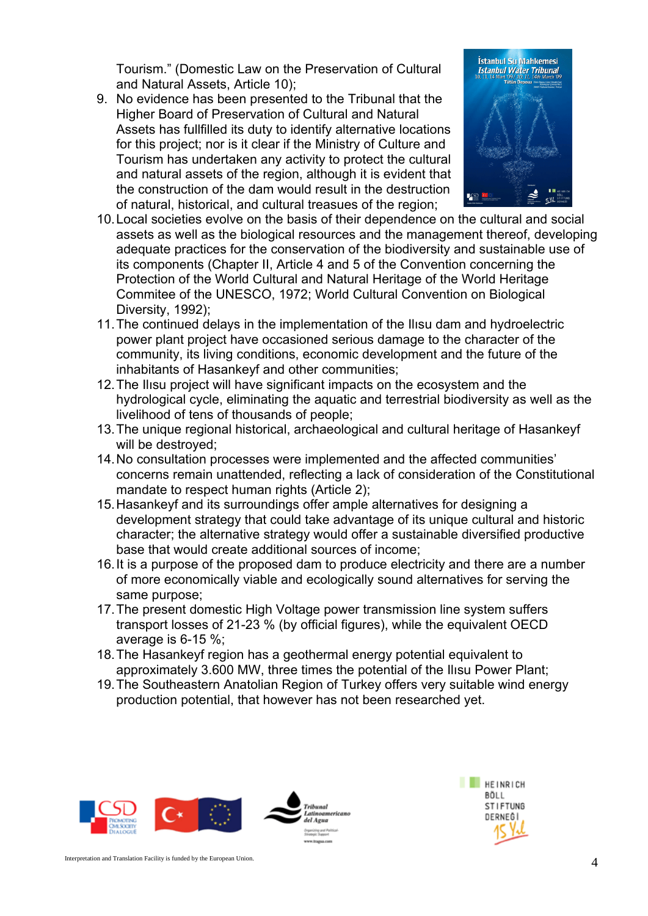Tourism." (Domestic Law on the Preservation of Cultural and Natural Assets, Article 10);

9. No evidence has been presented to the Tribunal that the Higher Board of Preservation of Cultural and Natural Assets has fullfilled its duty to identify alternative locations for this project; nor is it clear if the Ministry of Culture and Tourism has undertaken any activity to protect the cultural and natural assets of the region, although it is evident that the construction of the dam would result in the destruction of natural, historical, and cultural treasues of the region;
10. Local societies evolve on the basis of their dependence on the cultural and social assets as well as the biological resources and the management thereof, developing adequate practices for the conservation of the biodiversity and sustainable use of its components (Chapter II, Article 4 and 5 of the Convention concerning the Protection of the World Cultural and Natural Heritage of the World Heritage Commitee of the UNESCO, 1972; World Cultural Convention on Biological Diversity, 1992);
11. The continued delays in the implementation of the Ilısu dam and hydroelectric power plant project have occasioned serious damage to the character of the community, its living conditions, economic development and the future of the inhabitants of Hasankeyf and other communities;
12. The Ilısu project will have significant impacts on the ecosystem and the hydrological cycle, eliminating the aquatic and terrestrial biodiversity as well as the livelihood of tens of thousands of people;
13. The unique regional historical, archaeological and cultural heritage of Hasankeyf will be destroyed;
14. No consultation processes were implemented and the affected communities' concerns remain unattended, reflecting a lack of consideration of the Constitutional mandate to respect human rights (Article 2);
15. Hasankeyf and its surroundings offer ample alternatives for designing a development strategy that could take advantage of its unique cultural and historic character; the alternative strategy would offer a sustainable diversified productive base that would create additional sources of income;
16. It is a purpose of the proposed dam to produce electricity and there are a number of more economically viable and ecologically sound alternatives for serving the same purpose;
17. The present domestic High Voltage power transmission line system suffers transport losses of 21-23 % (by official figures), while the equivalent OECD average is 6-15 %;
18. The Hasankeyf region has a geothermal energy potential equivalent to approximately 3.600 MW, three times the potential of the Ilısu Power Plant;
19. The Southeastern Anatolian Region of Turkey offers very suitable wind energy production potential, that however has not been researched yet.

Interpretation and Translation Facility is funded by the European Union.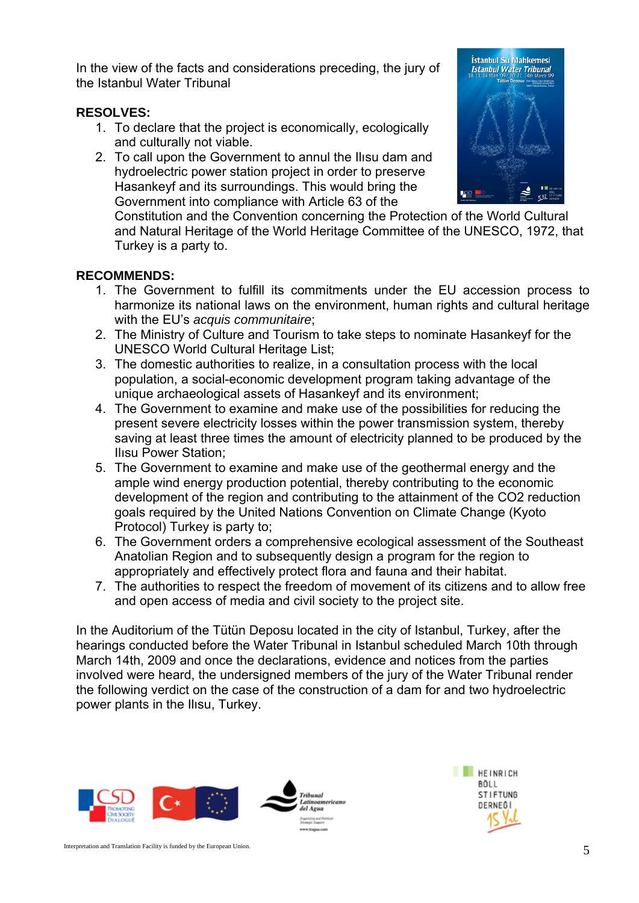In the view of the facts and considerations preceding, the jury of the Istanbul Water Tribunal

**RESOLVES:**

1. To declare that the project is economically, ecologically and culturally not viable.
2. To call upon the Government to annul the Ilısu dam and hydroelectric power station project in order to preserve Hasankeyf and its surroundings. This would bring the Government into compliance with Article 63 of the Constitution and the Convention concerning the Protection of the World Cultural and Natural Heritage of the World Heritage Committee of the UNESCO, 1972, that Turkey is a party to.

**RECOMMENDS:**

1. The Government to fulfill its commitments under the EU accession process to harmonize its national laws on the environment, human rights and cultural heritage with the EU's *acquis communitaire*;
2. The Ministry of Culture and Tourism to take steps to nominate Hasankeyf for the UNESCO World Cultural Heritage List;
3. The domestic authorities to realize, in a consultation process with the local population, a social-economic development program taking advantage of the unique archaeological assets of Hasankeyf and its environment;
4. The Government to examine and make use of the possibilities for reducing the present severe electricity losses within the power transmission system, thereby saving at least three times the amount of electricity planned to be produced by the Ilısu Power Station;
5. The Government to examine and make use of the geothermal energy and the ample wind energy production potential, thereby contributing to the economic development of the region and contributing to the attainment of the $CO_2$ reduction goals required by the United Nations Convention on Climate Change (Kyoto Protocol) Turkey is party to;
6. The Government orders a comprehensive ecological assessment of the Southeast Anatolian Region and to subsequently design a program for the region to appropriately and effectively protect flora and fauna and their habitat.
7. The authorities to respect the freedom of movement of its citizens and to allow free and open access of media and civil society to the project site.

In the Auditorium of the Tütün Deposu located in the city of Istanbul, Turkey, after the hearings conducted before the Water Tribunal in Istanbul scheduled March 10th through March 14th, 2009 and once the declarations, evidence and notices from the parties involved were heard, the undersigned members of the jury of the Water Tribunal render the following verdict on the case of the construction of a dam for and two hydroelectric power plants in the Ilısu, Turkey.

Interpretation and Translation Facility is funded by the European Union.